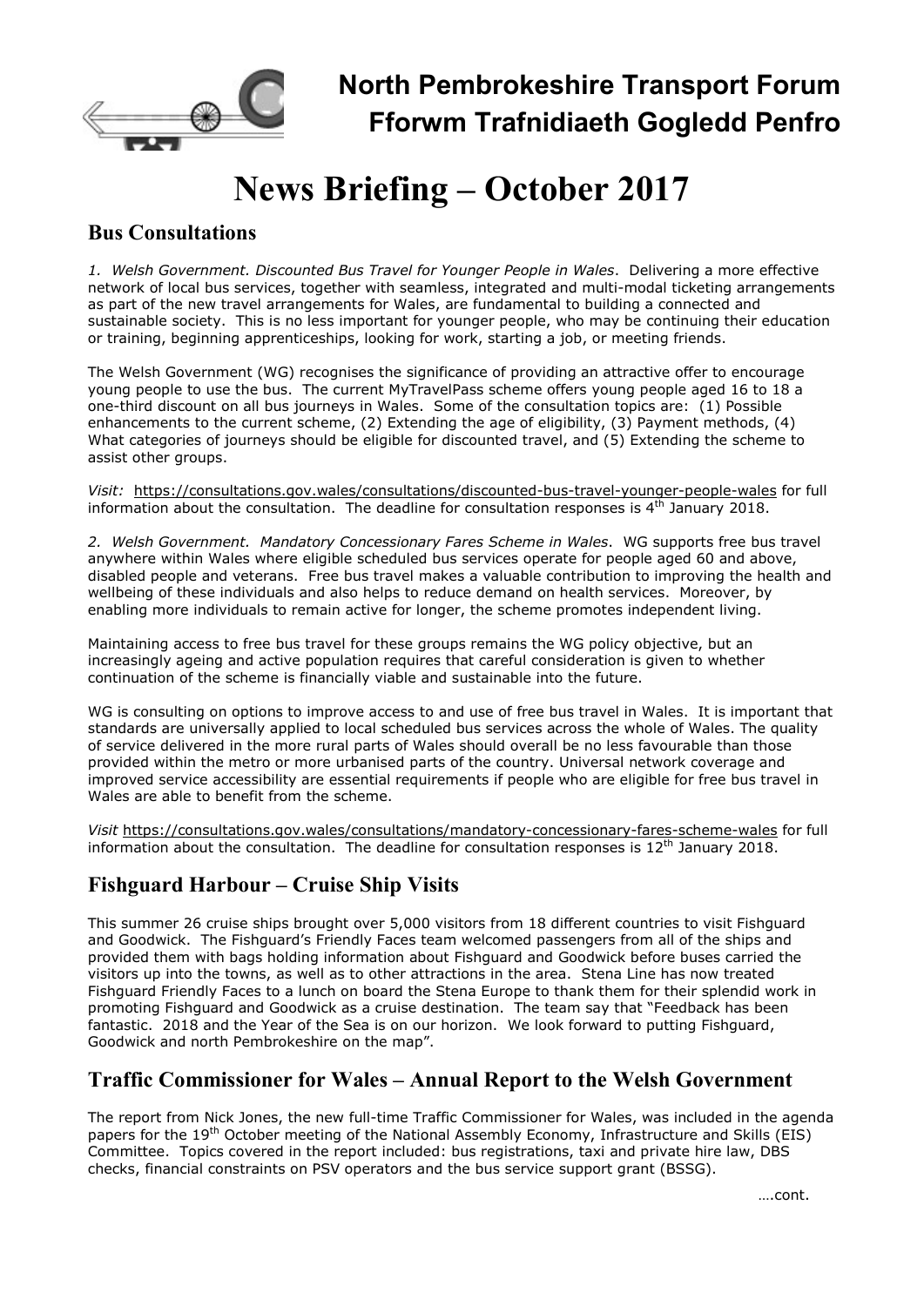# North Pembrokeshire Transport Forum
# Fforwm Trafnidiaeth Gogledd Penfro

# News Briefing – October 2017

## Bus Consultations

*1. Welsh Government. Discounted Bus Travel for Younger People in Wales*. Delivering a more effective network of local bus services, together with seamless, integrated and multi-modal ticketing arrangements as part of the new travel arrangements for Wales, are fundamental to building a connected and sustainable society. This is no less important for younger people, who may be continuing their education or training, beginning apprenticeships, looking for work, starting a job, or meeting friends.

The Welsh Government (WG) recognises the significance of providing an attractive offer to encourage young people to use the bus. The current MyTravelPass scheme offers young people aged 16 to 18 a one-third discount on all bus journeys in Wales. Some of the consultation topics are: (1) Possible enhancements to the current scheme, (2) Extending the age of eligibility, (3) Payment methods, (4) What categories of journeys should be eligible for discounted travel, and (5) Extending the scheme to assist other groups.

*Visit:* https://consultations.gov.wales/consultations/discounted-bus-travel-younger-people-wales for full information about the consultation. The deadline for consultation responses is 4th January 2018.

*2. Welsh Government. Mandatory Concessionary Fares Scheme in Wales*. WG supports free bus travel anywhere within Wales where eligible scheduled bus services operate for people aged 60 and above, disabled people and veterans. Free bus travel makes a valuable contribution to improving the health and wellbeing of these individuals and also helps to reduce demand on health services. Moreover, by enabling more individuals to remain active for longer, the scheme promotes independent living.

Maintaining access to free bus travel for these groups remains the WG policy objective, but an increasingly ageing and active population requires that careful consideration is given to whether continuation of the scheme is financially viable and sustainable into the future.

WG is consulting on options to improve access to and use of free bus travel in Wales. It is important that standards are universally applied to local scheduled bus services across the whole of Wales. The quality of service delivered in the more rural parts of Wales should overall be no less favourable than those provided within the metro or more urbanised parts of the country. Universal network coverage and improved service accessibility are essential requirements if people who are eligible for free bus travel in Wales are able to benefit from the scheme.

*Visit* https://consultations.gov.wales/consultations/mandatory-concessionary-fares-scheme-wales for full information about the consultation. The deadline for consultation responses is 12th January 2018.

## Fishguard Harbour – Cruise Ship Visits

This summer 26 cruise ships brought over 5,000 visitors from 18 different countries to visit Fishguard and Goodwick. The Fishguard's Friendly Faces team welcomed passengers from all of the ships and provided them with bags holding information about Fishguard and Goodwick before buses carried the visitors up into the towns, as well as to other attractions in the area. Stena Line has now treated Fishguard Friendly Faces to a lunch on board the Stena Europe to thank them for their splendid work in promoting Fishguard and Goodwick as a cruise destination. The team say that "Feedback has been fantastic. 2018 and the Year of the Sea is on our horizon. We look forward to putting Fishguard, Goodwick and north Pembrokeshire on the map".

## Traffic Commissioner for Wales – Annual Report to the Welsh Government

The report from Nick Jones, the new full-time Traffic Commissioner for Wales, was included in the agenda papers for the 19th October meeting of the National Assembly Economy, Infrastructure and Skills (EIS) Committee. Topics covered in the report included: bus registrations, taxi and private hire law, DBS checks, financial constraints on PSV operators and the bus service support grant (BSSG).

….cont.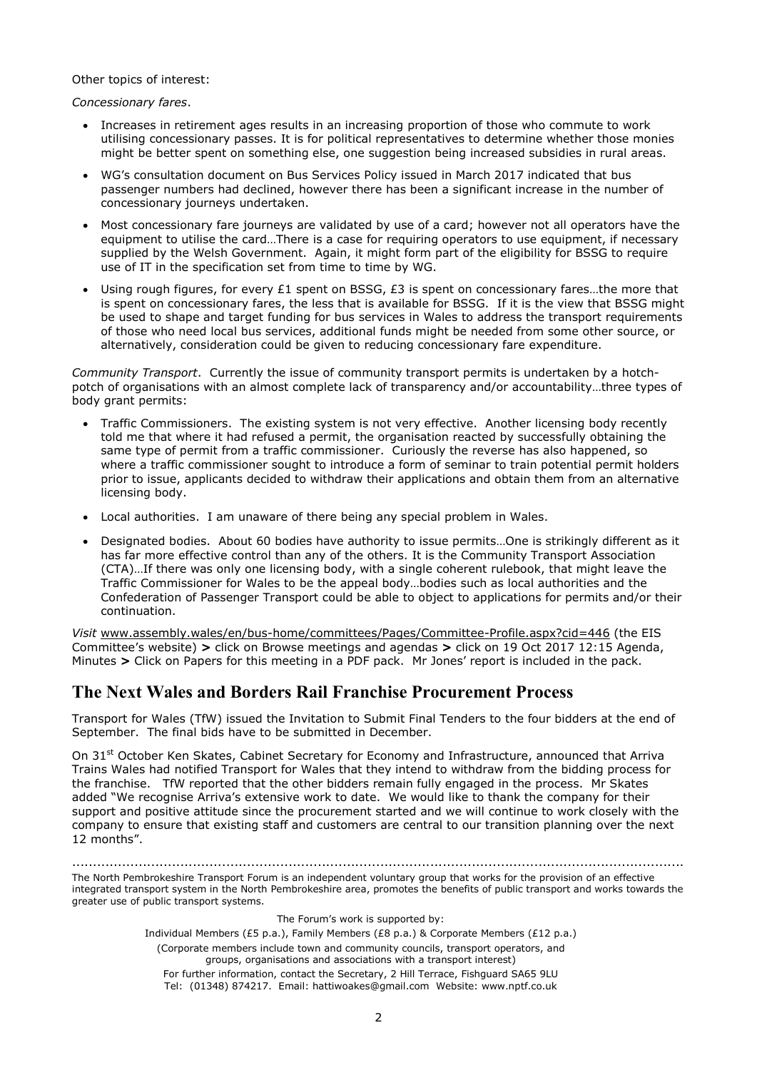Other topics of interest:

*Concessionary fares*.

- Increases in retirement ages results in an increasing proportion of those who commute to work utilising concessionary passes. It is for political representatives to determine whether those monies might be better spent on something else, one suggestion being increased subsidies in rural areas.
- WG's consultation document on Bus Services Policy issued in March 2017 indicated that bus passenger numbers had declined, however there has been a significant increase in the number of concessionary journeys undertaken.
- Most concessionary fare journeys are validated by use of a card; however not all operators have the equipment to utilise the card…There is a case for requiring operators to use equipment, if necessary supplied by the Welsh Government. Again, it might form part of the eligibility for BSSG to require use of IT in the specification set from time to time by WG.
- Using rough figures, for every £1 spent on BSSG, £3 is spent on concessionary fares…the more that is spent on concessionary fares, the less that is available for BSSG. If it is the view that BSSG might be used to shape and target funding for bus services in Wales to address the transport requirements of those who need local bus services, additional funds might be needed from some other source, or alternatively, consideration could be given to reducing concessionary fare expenditure.

*Community Transport*. Currently the issue of community transport permits is undertaken by a hotch-potch of organisations with an almost complete lack of transparency and/or accountability…three types of body grant permits:

- Traffic Commissioners. The existing system is not very effective. Another licensing body recently told me that where it had refused a permit, the organisation reacted by successfully obtaining the same type of permit from a traffic commissioner. Curiously the reverse has also happened, so where a traffic commissioner sought to introduce a form of seminar to train potential permit holders prior to issue, applicants decided to withdraw their applications and obtain them from an alternative licensing body.
- Local authorities. I am unaware of there being any special problem in Wales.
- Designated bodies. About 60 bodies have authority to issue permits…One is strikingly different as it has far more effective control than any of the others. It is the Community Transport Association (CTA)…If there was only one licensing body, with a single coherent rulebook, that might leave the Traffic Commissioner for Wales to be the appeal body…bodies such as local authorities and the Confederation of Passenger Transport could be able to object to applications for permits and/or their continuation.

*Visit* www.assembly.wales/en/bus-home/committees/Pages/Committee-Profile.aspx?cid=446 (the EIS Committee's website) **>** click on Browse meetings and agendas **>** click on 19 Oct 2017 12:15 Agenda, Minutes **>** Click on Papers for this meeting in a PDF pack. Mr Jones' report is included in the pack.

## The Next Wales and Borders Rail Franchise Procurement Process

Transport for Wales (TfW) issued the Invitation to Submit Final Tenders to the four bidders at the end of September. The final bids have to be submitted in December.

On 31st October Ken Skates, Cabinet Secretary for Economy and Infrastructure, announced that Arriva Trains Wales had notified Transport for Wales that they intend to withdraw from the bidding process for the franchise. TfW reported that the other bidders remain fully engaged in the process. Mr Skates added "We recognise Arriva's extensive work to date. We would like to thank the company for their support and positive attitude since the procurement started and we will continue to work closely with the company to ensure that existing staff and customers are central to our transition planning over the next 12 months".

---

The North Pembrokeshire Transport Forum is an independent voluntary group that works for the provision of an effective integrated transport system in the North Pembrokeshire area, promotes the benefits of public transport and works towards the greater use of public transport systems.

The Forum's work is supported by:

Individual Members (£5 p.a.), Family Members (£8 p.a.) & Corporate Members (£12 p.a.)

(Corporate members include town and community councils, transport operators, and groups, organisations and associations with a transport interest)

For further information, contact the Secretary, 2 Hill Terrace, Fishguard SA65 9LU

Tel: (01348) 874217. Email: hattiwoakes@gmail.com Website: www.nptf.co.uk